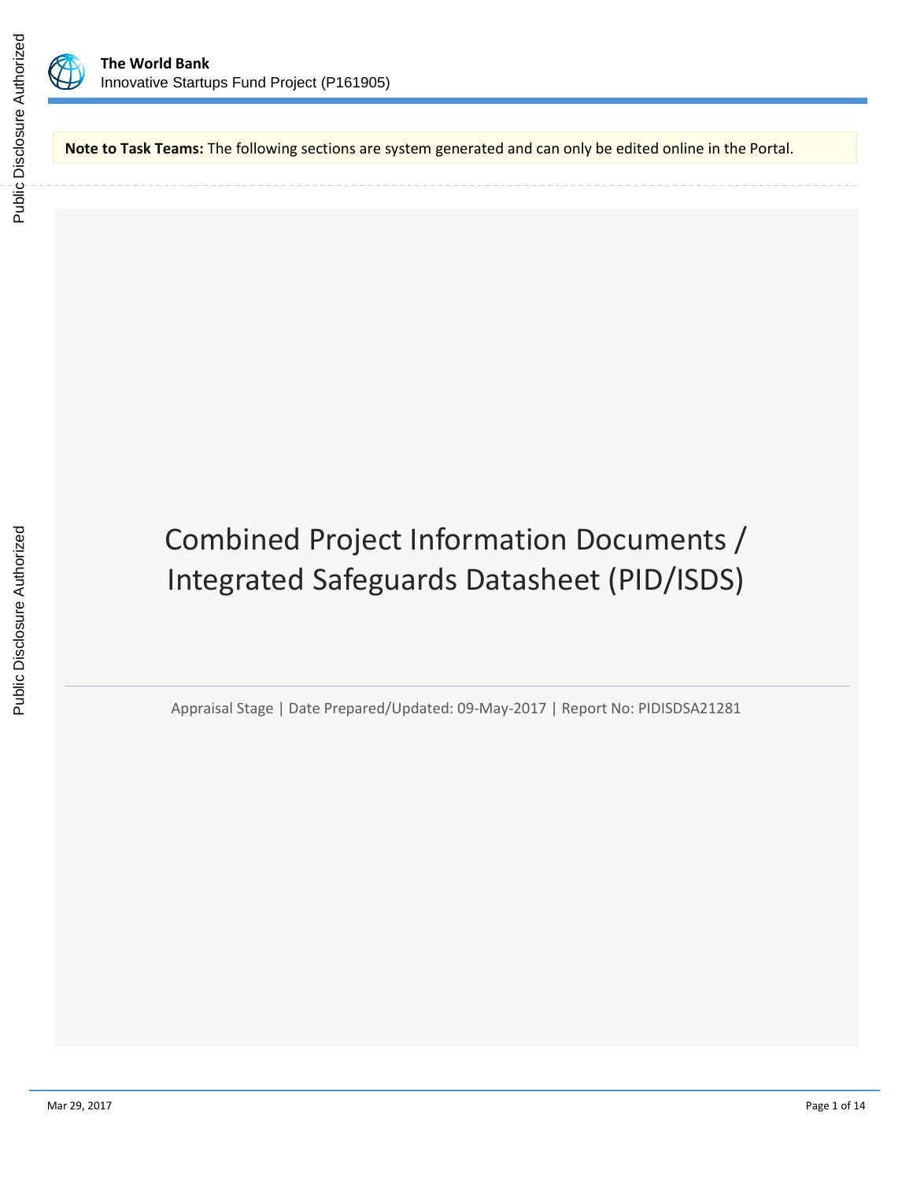**Note to Task Teams:** The following sections are system generated and can only be edited online in the Portal.

# Combined Project Information Documents / Integrated Safeguards Datasheet (PID/ISDS)

Appraisal Stage | Date Prepared/Updated: 09-May-2017 | Report No: PIDISDSA21281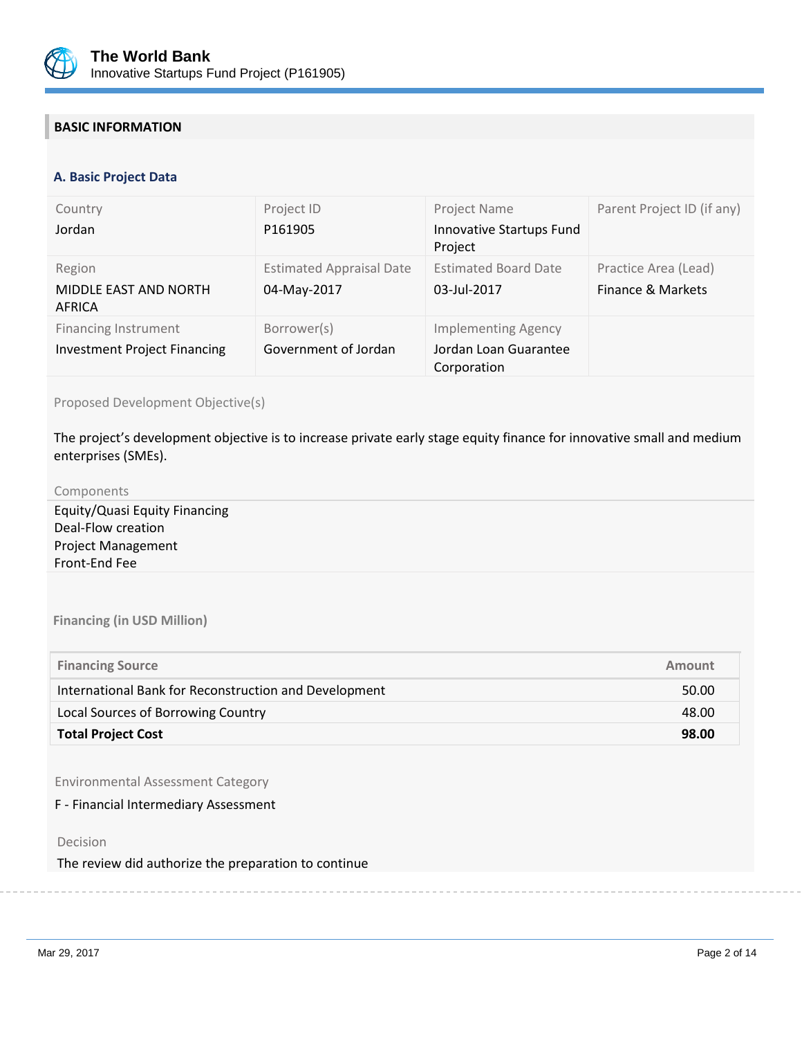## BASIC INFORMATION

### A. Basic Project Data

| Country | Project ID | Project Name | Parent Project ID (if any) |
|---|---|---|---|
| Jordan | P161905 | Innovative Startups Fund Project | |
| **Region** | **Estimated Appraisal Date** | **Estimated Board Date** | **Practice Area (Lead)** |
| MIDDLE EAST AND NORTH AFRICA | 04-May-2017 | 03-Jul-2017 | Finance & Markets |
| **Financing Instrument** | **Borrower(s)** | **Implementing Agency** | |
| Investment Project Financing | Government of Jordan | Jordan Loan Guarantee Corporation | |

Proposed Development Objective(s)

The project's development objective is to increase private early stage equity finance for innovative small and medium enterprises (SMEs).

Components

Equity/Quasi Equity Financing
Deal-Flow creation
Project Management
Front-End Fee

**Financing (in USD Million)**

| Financing Source | Amount |
|---|---|
| International Bank for Reconstruction and Development | 50.00 |
| Local Sources of Borrowing Country | 48.00 |
| **Total Project Cost** | **98.00** |

Environmental Assessment Category

F - Financial Intermediary Assessment

Decision

The review did authorize the preparation to continue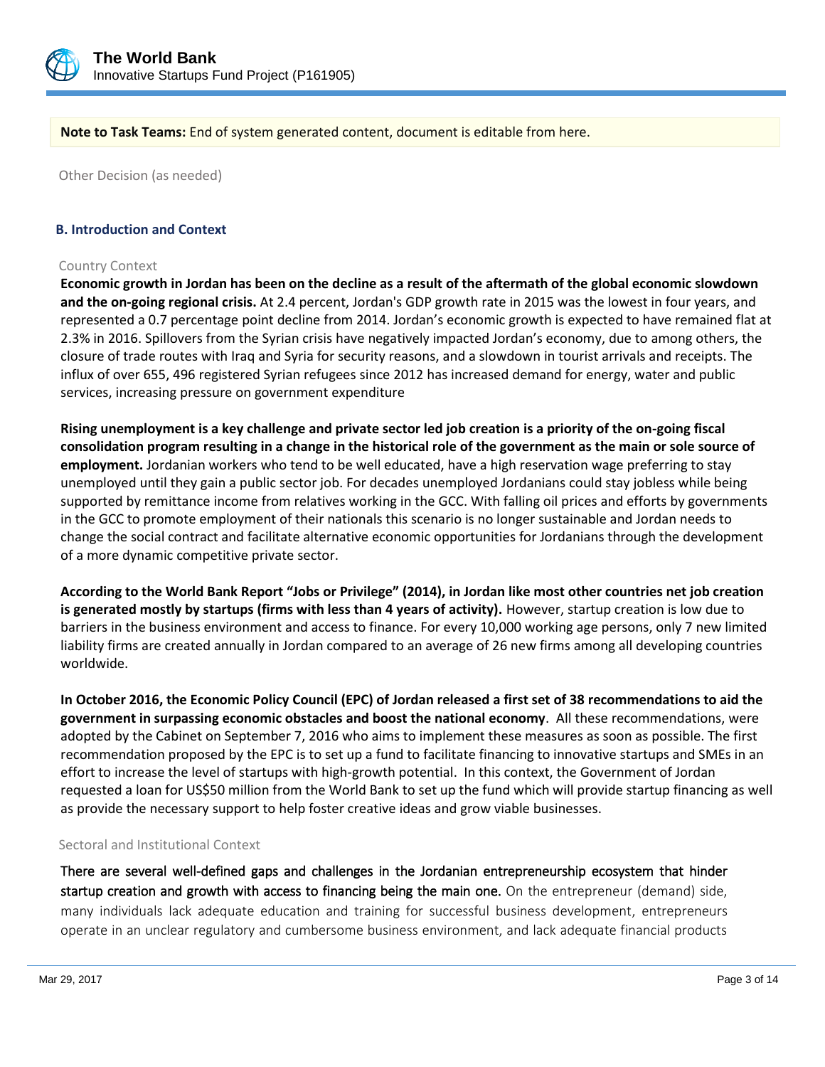**Note to Task Teams:** End of system generated content, document is editable from here.

Other Decision (as needed)

### B. Introduction and Context

Country Context

**Economic growth in Jordan has been on the decline as a result of the aftermath of the global economic slowdown and the on-going regional crisis.** At 2.4 percent, Jordan's GDP growth rate in 2015 was the lowest in four years, and represented a 0.7 percentage point decline from 2014. Jordan's economic growth is expected to have remained flat at 2.3% in 2016. Spillovers from the Syrian crisis have negatively impacted Jordan's economy, due to among others, the closure of trade routes with Iraq and Syria for security reasons, and a slowdown in tourist arrivals and receipts. The influx of over 655, 496 registered Syrian refugees since 2012 has increased demand for energy, water and public services, increasing pressure on government expenditure

**Rising unemployment is a key challenge and private sector led job creation is a priority of the on-going fiscal consolidation program resulting in a change in the historical role of the government as the main or sole source of employment.** Jordanian workers who tend to be well educated, have a high reservation wage preferring to stay unemployed until they gain a public sector job. For decades unemployed Jordanians could stay jobless while being supported by remittance income from relatives working in the GCC. With falling oil prices and efforts by governments in the GCC to promote employment of their nationals this scenario is no longer sustainable and Jordan needs to change the social contract and facilitate alternative economic opportunities for Jordanians through the development of a more dynamic competitive private sector.

**According to the World Bank Report "Jobs or Privilege" (2014), in Jordan like most other countries net job creation is generated mostly by startups (firms with less than 4 years of activity).** However, startup creation is low due to barriers in the business environment and access to finance. For every 10,000 working age persons, only 7 new limited liability firms are created annually in Jordan compared to an average of 26 new firms among all developing countries worldwide.

**In October 2016, the Economic Policy Council (EPC) of Jordan released a first set of 38 recommendations to aid the government in surpassing economic obstacles and boost the national economy**. All these recommendations, were adopted by the Cabinet on September 7, 2016 who aims to implement these measures as soon as possible. The first recommendation proposed by the EPC is to set up a fund to facilitate financing to innovative startups and SMEs in an effort to increase the level of startups with high-growth potential. In this context, the Government of Jordan requested a loan for US$50 million from the World Bank to set up the fund which will provide startup financing as well as provide the necessary support to help foster creative ideas and grow viable businesses.

Sectoral and Institutional Context

There are several well-defined gaps and challenges in the Jordanian entrepreneurship ecosystem that hinder startup creation and growth with access to financing being the main one. On the entrepreneur (demand) side, many individuals lack adequate education and training for successful business development, entrepreneurs operate in an unclear regulatory and cumbersome business environment, and lack adequate financial products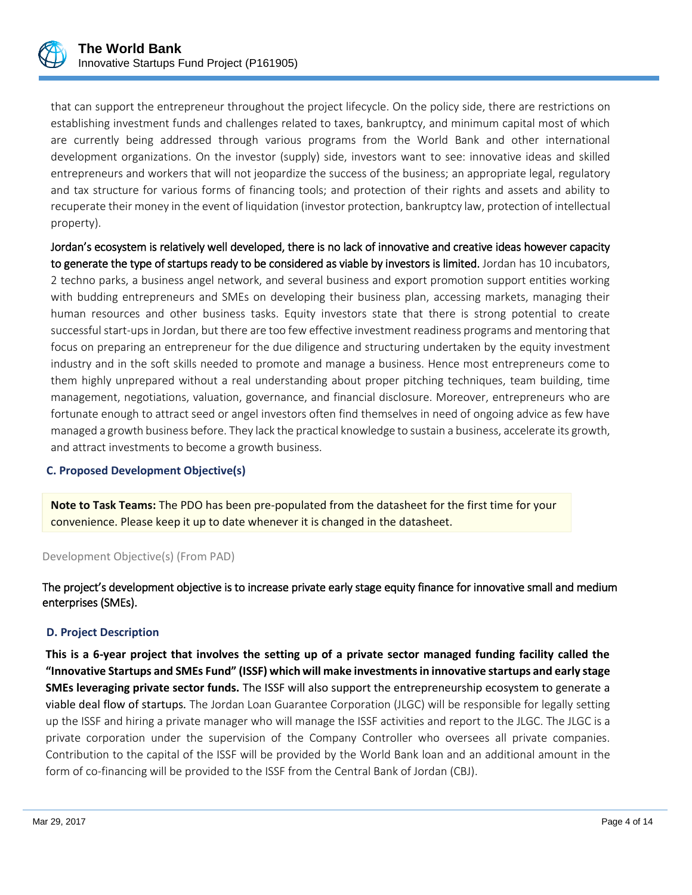that can support the entrepreneur throughout the project lifecycle. On the policy side, there are restrictions on establishing investment funds and challenges related to taxes, bankruptcy, and minimum capital most of which are currently being addressed through various programs from the World Bank and other international development organizations. On the investor (supply) side, investors want to see: innovative ideas and skilled entrepreneurs and workers that will not jeopardize the success of the business; an appropriate legal, regulatory and tax structure for various forms of financing tools; and protection of their rights and assets and ability to recuperate their money in the event of liquidation (investor protection, bankruptcy law, protection of intellectual property).

Jordan's ecosystem is relatively well developed, there is no lack of innovative and creative ideas however capacity to generate the type of startups ready to be considered as viable by investors is limited. Jordan has 10 incubators, 2 techno parks, a business angel network, and several business and export promotion support entities working with budding entrepreneurs and SMEs on developing their business plan, accessing markets, managing their human resources and other business tasks. Equity investors state that there is strong potential to create successful start-ups in Jordan, but there are too few effective investment readiness programs and mentoring that focus on preparing an entrepreneur for the due diligence and structuring undertaken by the equity investment industry and in the soft skills needed to promote and manage a business. Hence most entrepreneurs come to them highly unprepared without a real understanding about proper pitching techniques, team building, time management, negotiations, valuation, governance, and financial disclosure. Moreover, entrepreneurs who are fortunate enough to attract seed or angel investors often find themselves in need of ongoing advice as few have managed a growth business before. They lack the practical knowledge to sustain a business, accelerate its growth, and attract investments to become a growth business.

### C. Proposed Development Objective(s)

**Note to Task Teams:** The PDO has been pre-populated from the datasheet for the first time for your convenience. Please keep it up to date whenever it is changed in the datasheet.

Development Objective(s) (From PAD)

The project's development objective is to increase private early stage equity finance for innovative small and medium enterprises (SMEs).

### D. Project Description

**This is a 6-year project that involves the setting up of a private sector managed funding facility called the "Innovative Startups and SMEs Fund" (ISSF) which will make investments in innovative startups and early stage SMEs leveraging private sector funds.** The ISSF will also support the entrepreneurship ecosystem to generate a viable deal flow of startups. The Jordan Loan Guarantee Corporation (JLGC) will be responsible for legally setting up the ISSF and hiring a private manager who will manage the ISSF activities and report to the JLGC. The JLGC is a private corporation under the supervision of the Company Controller who oversees all private companies. Contribution to the capital of the ISSF will be provided by the World Bank loan and an additional amount in the form of co-financing will be provided to the ISSF from the Central Bank of Jordan (CBJ).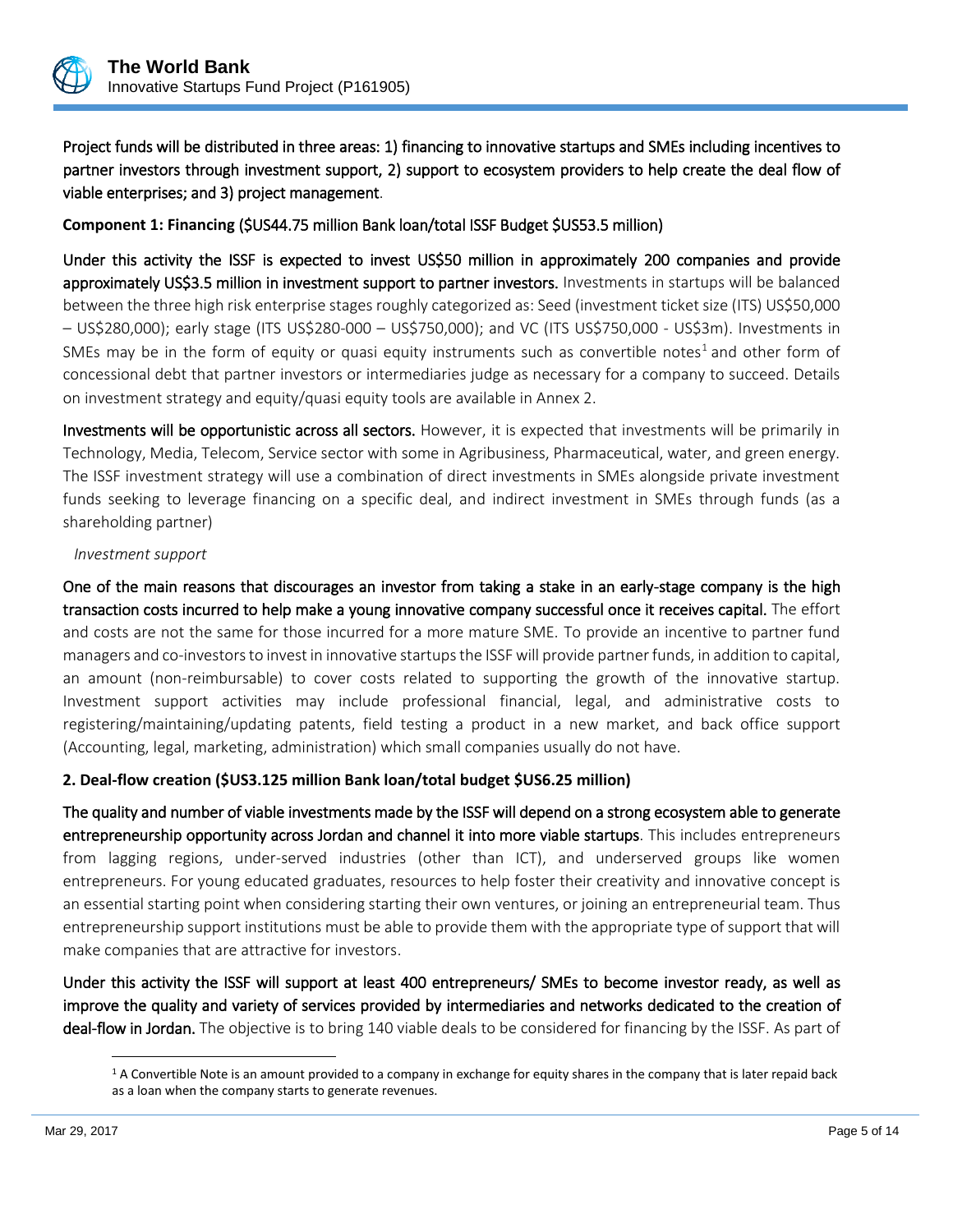Project funds will be distributed in three areas: 1) financing to innovative startups and SMEs including incentives to partner investors through investment support, 2) support to ecosystem providers to help create the deal flow of viable enterprises; and 3) project management.

**Component 1: Financing** ($US44.75 million Bank loan/total ISSF Budget $US53.5 million)

Under this activity the ISSF is expected to invest US$50 million in approximately 200 companies and provide approximately US$3.5 million in investment support to partner investors. Investments in startups will be balanced between the three high risk enterprise stages roughly categorized as: Seed (investment ticket size (ITS) US$50,000 – US$280,000); early stage (ITS US$280-000 – US$750,000); and VC (ITS US$750,000 - US$3m). Investments in SMEs may be in the form of equity or quasi equity instruments such as convertible notes[1] and other form of concessional debt that partner investors or intermediaries judge as necessary for a company to succeed. Details on investment strategy and equity/quasi equity tools are available in Annex 2.

Investments will be opportunistic across all sectors. However, it is expected that investments will be primarily in Technology, Media, Telecom, Service sector with some in Agribusiness, Pharmaceutical, water, and green energy. The ISSF investment strategy will use a combination of direct investments in SMEs alongside private investment funds seeking to leverage financing on a specific deal, and indirect investment in SMEs through funds (as a shareholding partner)

*Investment support*

One of the main reasons that discourages an investor from taking a stake in an early-stage company is the high transaction costs incurred to help make a young innovative company successful once it receives capital. The effort and costs are not the same for those incurred for a more mature SME. To provide an incentive to partner fund managers and co-investors to invest in innovative startups the ISSF will provide partner funds, in addition to capital, an amount (non-reimbursable) to cover costs related to supporting the growth of the innovative startup. Investment support activities may include professional financial, legal, and administrative costs to registering/maintaining/updating patents, field testing a product in a new market, and back office support (Accounting, legal, marketing, administration) which small companies usually do not have.

**2. Deal-flow creation ($US3.125 million Bank loan/total budget $US6.25 million)**

The quality and number of viable investments made by the ISSF will depend on a strong ecosystem able to generate entrepreneurship opportunity across Jordan and channel it into more viable startups. This includes entrepreneurs from lagging regions, under-served industries (other than ICT), and underserved groups like women entrepreneurs. For young educated graduates, resources to help foster their creativity and innovative concept is an essential starting point when considering starting their own ventures, or joining an entrepreneurial team. Thus entrepreneurship support institutions must be able to provide them with the appropriate type of support that will make companies that are attractive for investors.

Under this activity the ISSF will support at least 400 entrepreneurs/ SMEs to become investor ready, as well as improve the quality and variety of services provided by intermediaries and networks dedicated to the creation of deal-flow in Jordan. The objective is to bring 140 viable deals to be considered for financing by the ISSF. As part of

[1] A Convertible Note is an amount provided to a company in exchange for equity shares in the company that is later repaid back as a loan when the company starts to generate revenues.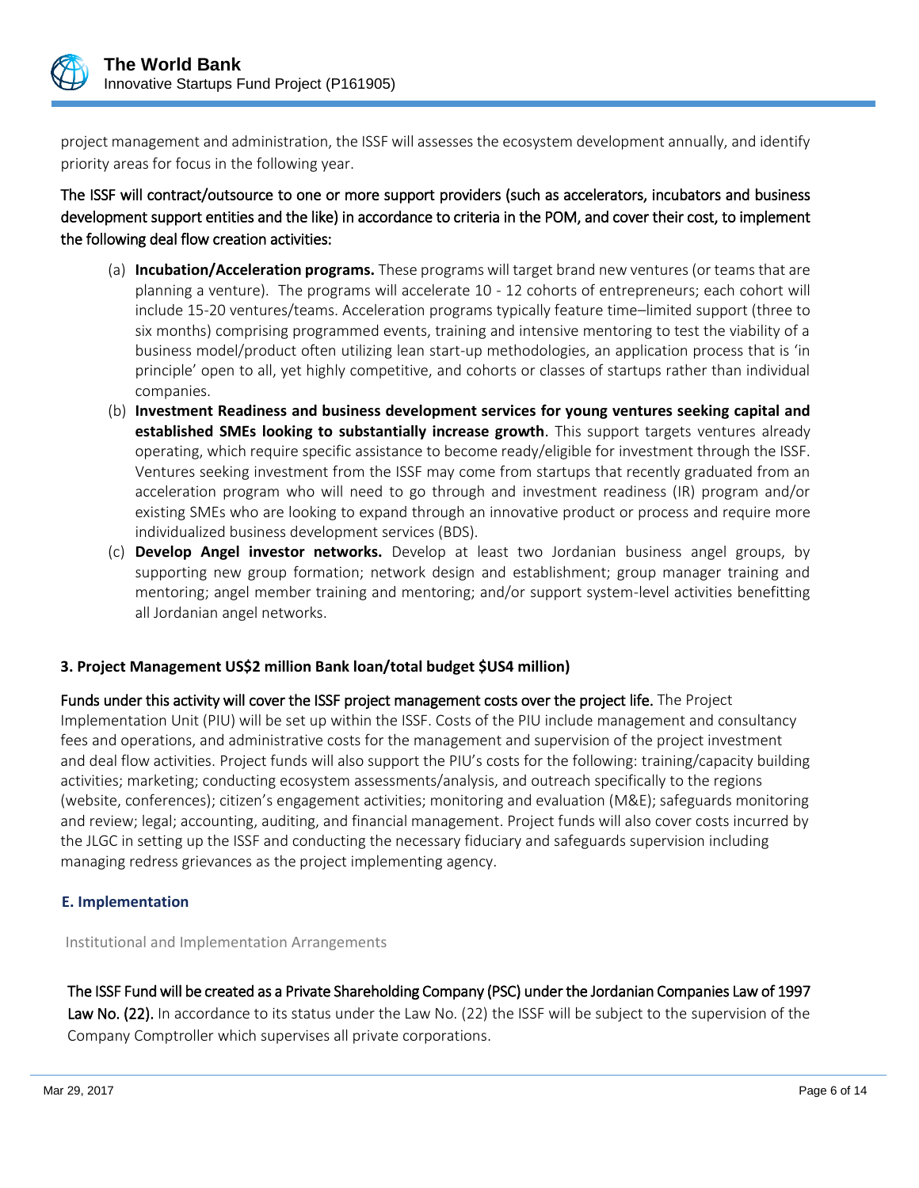project management and administration, the ISSF will assesses the ecosystem development annually, and identify priority areas for focus in the following year.

The ISSF will contract/outsource to one or more support providers (such as accelerators, incubators and business development support entities and the like) in accordance to criteria in the POM, and cover their cost, to implement the following deal flow creation activities:

(a) **Incubation/Acceleration programs.** These programs will target brand new ventures (or teams that are planning a venture). The programs will accelerate 10 - 12 cohorts of entrepreneurs; each cohort will include 15-20 ventures/teams. Acceleration programs typically feature time–limited support (three to six months) comprising programmed events, training and intensive mentoring to test the viability of a business model/product often utilizing lean start-up methodologies, an application process that is 'in principle' open to all, yet highly competitive, and cohorts or classes of startups rather than individual companies.

(b) **Investment Readiness and business development services for young ventures seeking capital and established SMEs looking to substantially increase growth**. This support targets ventures already operating, which require specific assistance to become ready/eligible for investment through the ISSF. Ventures seeking investment from the ISSF may come from startups that recently graduated from an acceleration program who will need to go through and investment readiness (IR) program and/or existing SMEs who are looking to expand through an innovative product or process and require more individualized business development services (BDS).

(c) **Develop Angel investor networks.** Develop at least two Jordanian business angel groups, by supporting new group formation; network design and establishment; group manager training and mentoring; angel member training and mentoring; and/or support system-level activities benefitting all Jordanian angel networks.

**3. Project Management US$2 million Bank loan/total budget $US4 million)**

Funds under this activity will cover the ISSF project management costs over the project life. The Project Implementation Unit (PIU) will be set up within the ISSF. Costs of the PIU include management and consultancy fees and operations, and administrative costs for the management and supervision of the project investment and deal flow activities. Project funds will also support the PIU's costs for the following: training/capacity building activities; marketing; conducting ecosystem assessments/analysis, and outreach specifically to the regions (website, conferences); citizen's engagement activities; monitoring and evaluation (M&E); safeguards monitoring and review; legal; accounting, auditing, and financial management. Project funds will also cover costs incurred by the JLGC in setting up the ISSF and conducting the necessary fiduciary and safeguards supervision including managing redress grievances as the project implementing agency.

## E. Implementation

Institutional and Implementation Arrangements

The ISSF Fund will be created as a Private Shareholding Company (PSC) under the Jordanian Companies Law of 1997 Law No. (22). In accordance to its status under the Law No. (22) the ISSF will be subject to the supervision of the Company Comptroller which supervises all private corporations.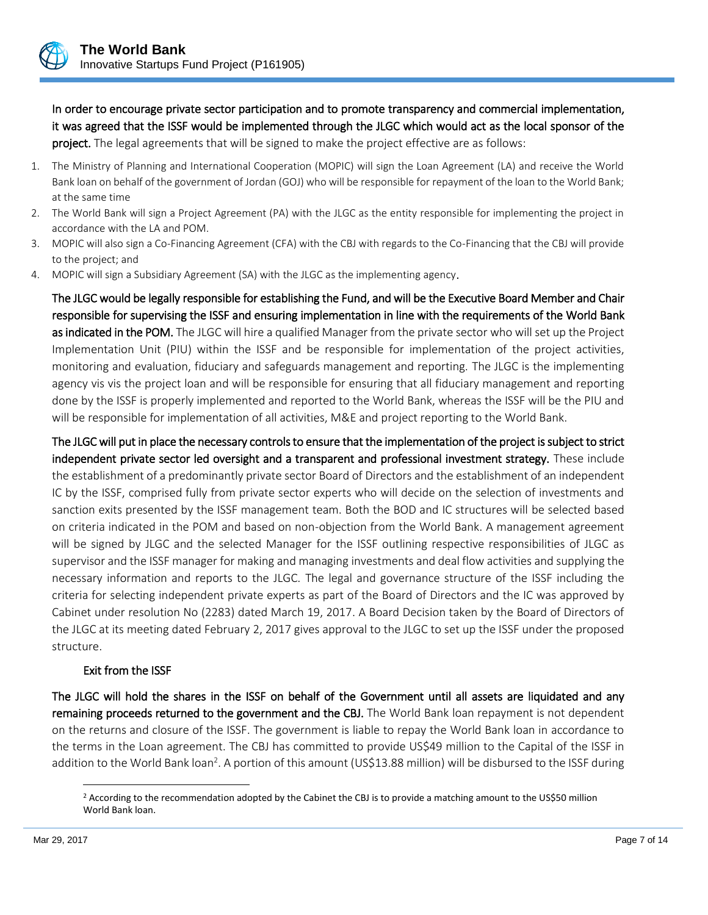**In order to encourage private sector participation and to promote transparency and commercial implementation, it was agreed that the ISSF would be implemented through the JLGC which would act as the local sponsor of the project.** The legal agreements that will be signed to make the project effective are as follows:

1. The Ministry of Planning and International Cooperation (MOPIC) will sign the Loan Agreement (LA) and receive the World Bank loan on behalf of the government of Jordan (GOJ) who will be responsible for repayment of the loan to the World Bank; at the same time
2. The World Bank will sign a Project Agreement (PA) with the JLGC as the entity responsible for implementing the project in accordance with the LA and POM.
3. MOPIC will also sign a Co-Financing Agreement (CFA) with the CBJ with regards to the Co-Financing that the CBJ will provide to the project; and
4. MOPIC will sign a Subsidiary Agreement (SA) with the JLGC as the implementing agency.

**The JLGC would be legally responsible for establishing the Fund, and will be the Executive Board Member and Chair responsible for supervising the ISSF and ensuring implementation in line with the requirements of the World Bank as indicated in the POM.** The JLGC will hire a qualified Manager from the private sector who will set up the Project Implementation Unit (PIU) within the ISSF and be responsible for implementation of the project activities, monitoring and evaluation, fiduciary and safeguards management and reporting. The JLGC is the implementing agency vis vis the project loan and will be responsible for ensuring that all fiduciary management and reporting done by the ISSF is properly implemented and reported to the World Bank, whereas the ISSF will be the PIU and will be responsible for implementation of all activities, M&E and project reporting to the World Bank.

**The JLGC will put in place the necessary controls to ensure that the implementation of the project is subject to strict independent private sector led oversight and a transparent and professional investment strategy.** These include the establishment of a predominantly private sector Board of Directors and the establishment of an independent IC by the ISSF, comprised fully from private sector experts who will decide on the selection of investments and sanction exits presented by the ISSF management team. Both the BOD and IC structures will be selected based on criteria indicated in the POM and based on non-objection from the World Bank. A management agreement will be signed by JLGC and the selected Manager for the ISSF outlining respective responsibilities of JLGC as supervisor and the ISSF manager for making and managing investments and deal flow activities and supplying the necessary information and reports to the JLGC. The legal and governance structure of the ISSF including the criteria for selecting independent private experts as part of the Board of Directors and the IC was approved by Cabinet under resolution No (2283) dated March 19, 2017. A Board Decision taken by the Board of Directors of the JLGC at its meeting dated February 2, 2017 gives approval to the JLGC to set up the ISSF under the proposed structure.

### Exit from the ISSF

**The JLGC will hold the shares in the ISSF on behalf of the Government until all assets are liquidated and any remaining proceeds returned to the government and the CBJ.** The World Bank loan repayment is not dependent on the returns and closure of the ISSF. The government is liable to repay the World Bank loan in accordance to the terms in the Loan agreement. The CBJ has committed to provide US$49 million to the Capital of the ISSF in addition to the World Bank loan[2]. A portion of this amount (US$13.88 million) will be disbursed to the ISSF during

[2] According to the recommendation adopted by the Cabinet the CBJ is to provide a matching amount to the US$50 million World Bank loan.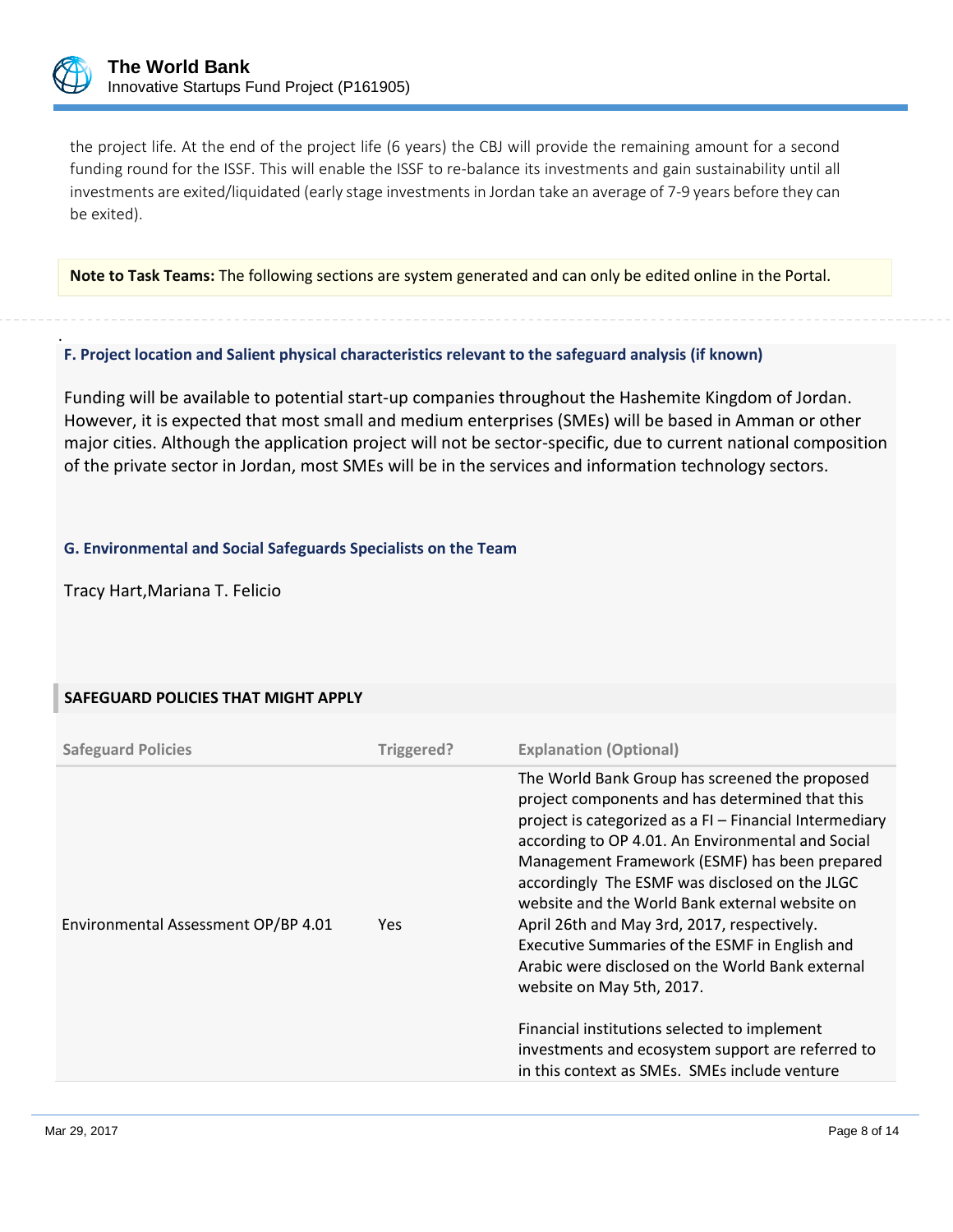the project life. At the end of the project life (6 years) the CBJ will provide the remaining amount for a second funding round for the ISSF. This will enable the ISSF to re-balance its investments and gain sustainability until all investments are exited/liquidated (early stage investments in Jordan take an average of 7-9 years before they can be exited).

**Note to Task Teams:** The following sections are system generated and can only be edited online in the Portal.

### F. Project location and Salient physical characteristics relevant to the safeguard analysis (if known)

Funding will be available to potential start-up companies throughout the Hashemite Kingdom of Jordan. However, it is expected that most small and medium enterprises (SMEs) will be based in Amman or other major cities. Although the application project will not be sector-specific, due to current national composition of the private sector in Jordan, most SMEs will be in the services and information technology sectors.

### G. Environmental and Social Safeguards Specialists on the Team

Tracy Hart,Mariana T. Felicio

## SAFEGUARD POLICIES THAT MIGHT APPLY

| Safeguard Policies | Triggered? | Explanation (Optional) |
|---|---|---|
| Environmental Assessment OP/BP 4.01 | Yes | The World Bank Group has screened the proposed project components and has determined that this project is categorized as a FI – Financial Intermediary according to OP 4.01. An Environmental and Social Management Framework (ESMF) has been prepared accordingly The ESMF was disclosed on the JLGC website and the World Bank external website on April 26th and May 3rd, 2017, respectively. Executive Summaries of the ESMF in English and Arabic were disclosed on the World Bank external website on May 5th, 2017.<br><br>Financial institutions selected to implement investments and ecosystem support are referred to in this context as SMEs. SMEs include venture |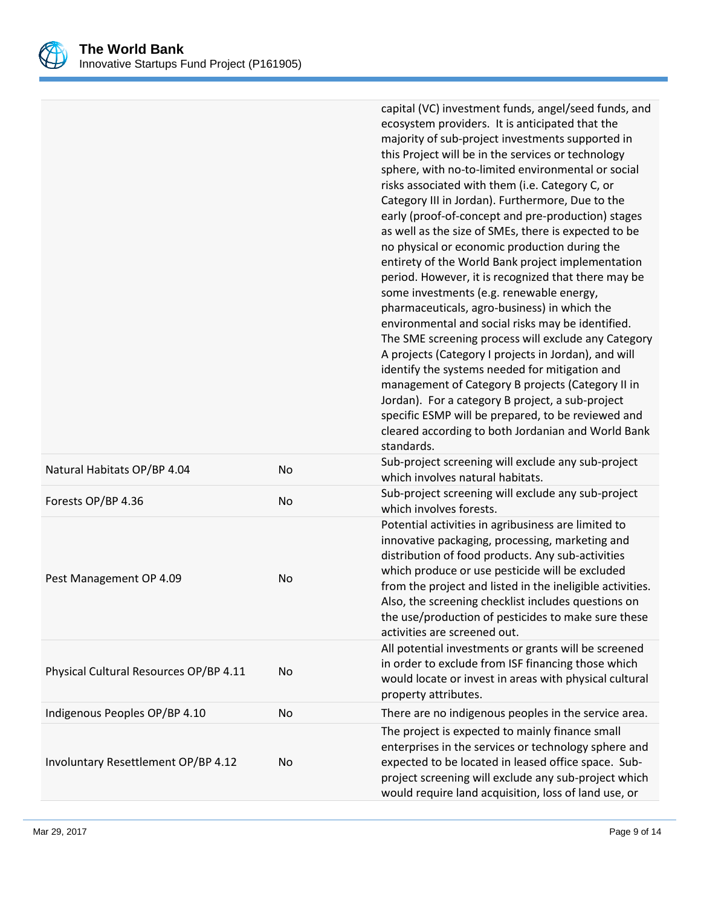| | | |
|---|---|---|
| | | capital (VC) investment funds, angel/seed funds, and ecosystem providers. It is anticipated that the majority of sub-project investments supported in this Project will be in the services or technology sphere, with no-to-limited environmental or social risks associated with them (i.e. Category C, or Category III in Jordan). Furthermore, Due to the early (proof-of-concept and pre-production) stages as well as the size of SMEs, there is expected to be no physical or economic production during the entirety of the World Bank project implementation period. However, it is recognized that there may be some investments (e.g. renewable energy, pharmaceuticals, agro-business) in which the environmental and social risks may be identified. The SME screening process will exclude any Category A projects (Category I projects in Jordan), and will identify the systems needed for mitigation and management of Category B projects (Category II in Jordan). For a category B project, a sub-project specific ESMP will be prepared, to be reviewed and cleared according to both Jordanian and World Bank standards. |
| Natural Habitats OP/BP 4.04 | No | Sub-project screening will exclude any sub-project which involves natural habitats. |
| Forests OP/BP 4.36 | No | Sub-project screening will exclude any sub-project which involves forests. |
| Pest Management OP 4.09 | No | Potential activities in agribusiness are limited to innovative packaging, processing, marketing and distribution of food products. Any sub-activities which produce or use pesticide will be excluded from the project and listed in the ineligible activities. Also, the screening checklist includes questions on the use/production of pesticides to make sure these activities are screened out. |
| Physical Cultural Resources OP/BP 4.11 | No | All potential investments or grants will be screened in order to exclude from ISF financing those which would locate or invest in areas with physical cultural property attributes. |
| Indigenous Peoples OP/BP 4.10 | No | There are no indigenous peoples in the service area. |
| Involuntary Resettlement OP/BP 4.12 | No | The project is expected to mainly finance small enterprises in the services or technology sphere and expected to be located in leased office space. Sub-project screening will exclude any sub-project which would require land acquisition, loss of land use, or |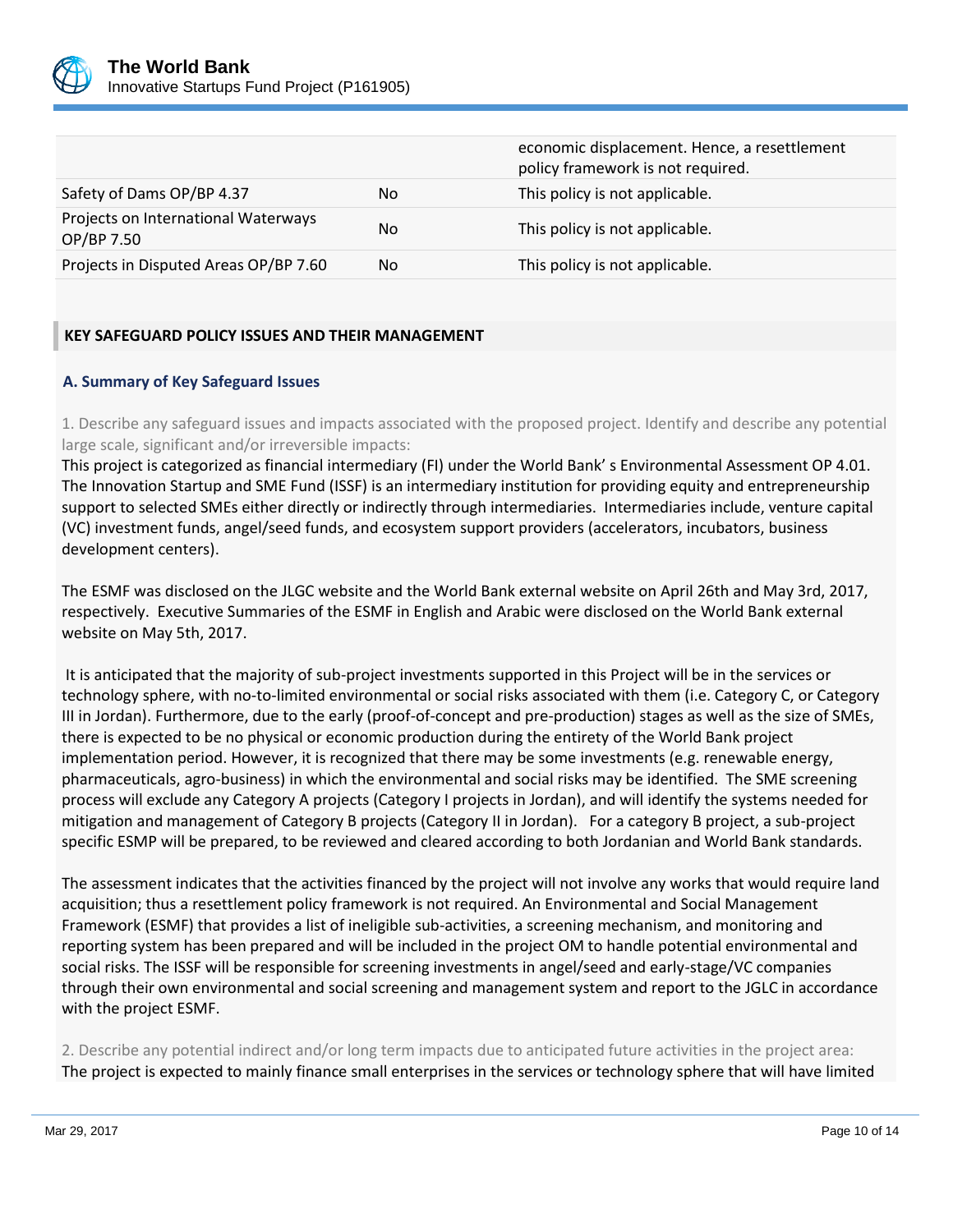| | | |
|---|---|---|
| | | economic displacement. Hence, a resettlement policy framework is not required. |
| Safety of Dams OP/BP 4.37 | No | This policy is not applicable. |
| Projects on International Waterways OP/BP 7.50 | No | This policy is not applicable. |
| Projects in Disputed Areas OP/BP 7.60 | No | This policy is not applicable. |

## KEY SAFEGUARD POLICY ISSUES AND THEIR MANAGEMENT

### A. Summary of Key Safeguard Issues

1. Describe any safeguard issues and impacts associated with the proposed project. Identify and describe any potential large scale, significant and/or irreversible impacts:

This project is categorized as financial intermediary (FI) under the World Bank' s Environmental Assessment OP 4.01. The Innovation Startup and SME Fund (ISSF) is an intermediary institution for providing equity and entrepreneurship support to selected SMEs either directly or indirectly through intermediaries. Intermediaries include, venture capital (VC) investment funds, angel/seed funds, and ecosystem support providers (accelerators, incubators, business development centers).

The ESMF was disclosed on the JLGC website and the World Bank external website on April 26th and May 3rd, 2017, respectively. Executive Summaries of the ESMF in English and Arabic were disclosed on the World Bank external website on May 5th, 2017.

It is anticipated that the majority of sub-project investments supported in this Project will be in the services or technology sphere, with no-to-limited environmental or social risks associated with them (i.e. Category C, or Category III in Jordan). Furthermore, due to the early (proof-of-concept and pre-production) stages as well as the size of SMEs, there is expected to be no physical or economic production during the entirety of the World Bank project implementation period. However, it is recognized that there may be some investments (e.g. renewable energy, pharmaceuticals, agro-business) in which the environmental and social risks may be identified. The SME screening process will exclude any Category A projects (Category I projects in Jordan), and will identify the systems needed for mitigation and management of Category B projects (Category II in Jordan). For a category B project, a sub-project specific ESMP will be prepared, to be reviewed and cleared according to both Jordanian and World Bank standards.

The assessment indicates that the activities financed by the project will not involve any works that would require land acquisition; thus a resettlement policy framework is not required. An Environmental and Social Management Framework (ESMF) that provides a list of ineligible sub-activities, a screening mechanism, and monitoring and reporting system has been prepared and will be included in the project OM to handle potential environmental and social risks. The ISSF will be responsible for screening investments in angel/seed and early-stage/VC companies through their own environmental and social screening and management system and report to the JGLC in accordance with the project ESMF.

2. Describe any potential indirect and/or long term impacts due to anticipated future activities in the project area:

The project is expected to mainly finance small enterprises in the services or technology sphere that will have limited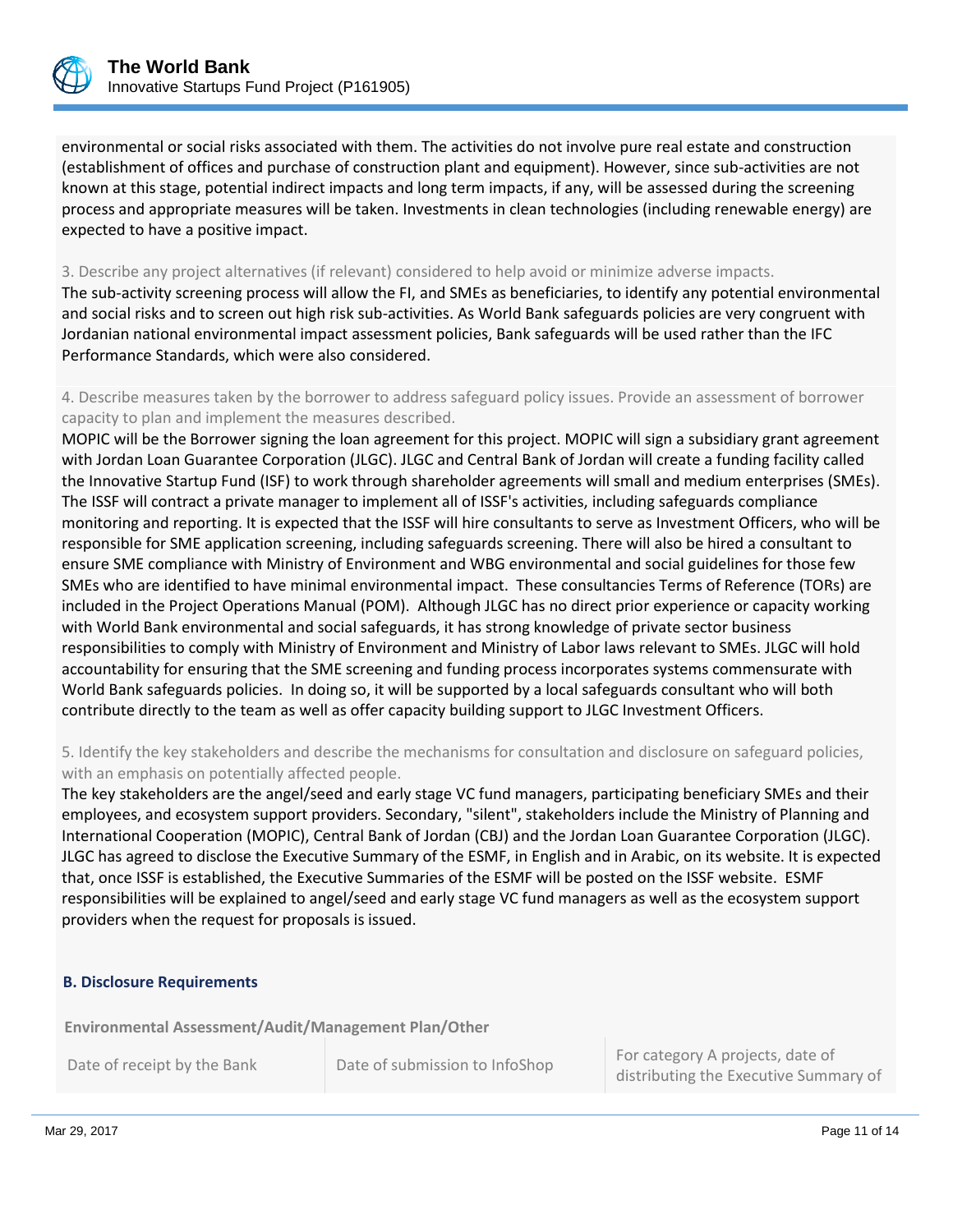environmental or social risks associated with them. The activities do not involve pure real estate and construction (establishment of offices and purchase of construction plant and equipment). However, since sub-activities are not known at this stage, potential indirect impacts and long term impacts, if any, will be assessed during the screening process and appropriate measures will be taken. Investments in clean technologies (including renewable energy) are expected to have a positive impact.

3. Describe any project alternatives (if relevant) considered to help avoid or minimize adverse impacts.

The sub-activity screening process will allow the FI, and SMEs as beneficiaries, to identify any potential environmental and social risks and to screen out high risk sub-activities. As World Bank safeguards policies are very congruent with Jordanian national environmental impact assessment policies, Bank safeguards will be used rather than the IFC Performance Standards, which were also considered.

4. Describe measures taken by the borrower to address safeguard policy issues. Provide an assessment of borrower capacity to plan and implement the measures described.

MOPIC will be the Borrower signing the loan agreement for this project. MOPIC will sign a subsidiary grant agreement with Jordan Loan Guarantee Corporation (JLGC). JLGC and Central Bank of Jordan will create a funding facility called the Innovative Startup Fund (ISF) to work through shareholder agreements will small and medium enterprises (SMEs). The ISSF will contract a private manager to implement all of ISSF's activities, including safeguards compliance monitoring and reporting. It is expected that the ISSF will hire consultants to serve as Investment Officers, who will be responsible for SME application screening, including safeguards screening. There will also be hired a consultant to ensure SME compliance with Ministry of Environment and WBG environmental and social guidelines for those few SMEs who are identified to have minimal environmental impact. These consultancies Terms of Reference (TORs) are included in the Project Operations Manual (POM). Although JLGC has no direct prior experience or capacity working with World Bank environmental and social safeguards, it has strong knowledge of private sector business responsibilities to comply with Ministry of Environment and Ministry of Labor laws relevant to SMEs. JLGC will hold accountability for ensuring that the SME screening and funding process incorporates systems commensurate with World Bank safeguards policies. In doing so, it will be supported by a local safeguards consultant who will both contribute directly to the team as well as offer capacity building support to JLGC Investment Officers.

5. Identify the key stakeholders and describe the mechanisms for consultation and disclosure on safeguard policies, with an emphasis on potentially affected people.

The key stakeholders are the angel/seed and early stage VC fund managers, participating beneficiary SMEs and their employees, and ecosystem support providers. Secondary, "silent", stakeholders include the Ministry of Planning and International Cooperation (MOPIC), Central Bank of Jordan (CBJ) and the Jordan Loan Guarantee Corporation (JLGC). JLGC has agreed to disclose the Executive Summary of the ESMF, in English and in Arabic, on its website. It is expected that, once ISSF is established, the Executive Summaries of the ESMF will be posted on the ISSF website. ESMF responsibilities will be explained to angel/seed and early stage VC fund managers as well as the ecosystem support providers when the request for proposals is issued.

### B. Disclosure Requirements

**Environmental Assessment/Audit/Management Plan/Other**

| Date of receipt by the Bank | Date of submission to InfoShop | For category A projects, date of distributing the Executive Summary of |
|---|---|---|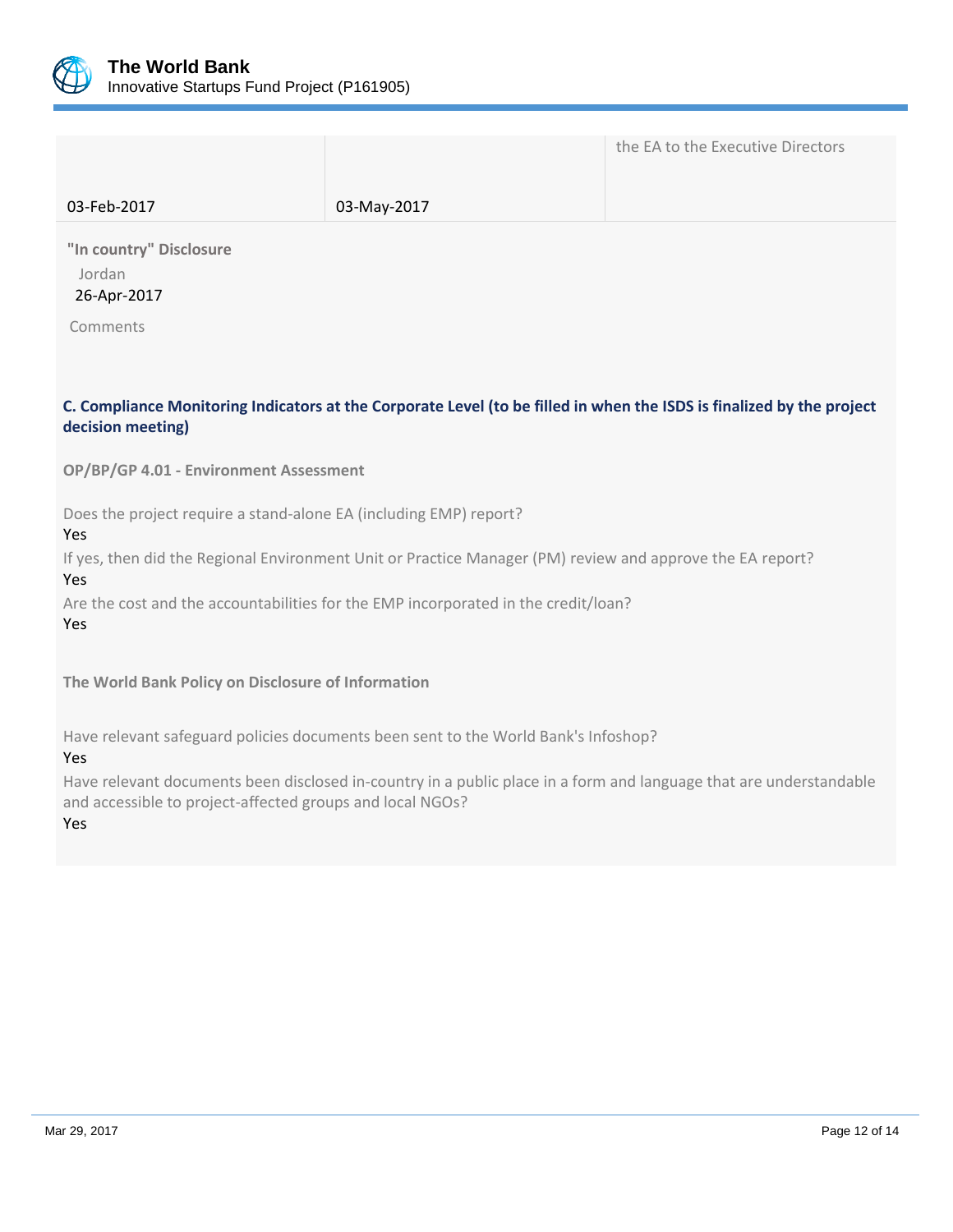| | | the EA to the Executive Directors |
|---|---|---|
| 03-Feb-2017 | 03-May-2017 | |

**"In country" Disclosure**

Jordan

26-Apr-2017

Comments

### C. Compliance Monitoring Indicators at the Corporate Level (to be filled in when the ISDS is finalized by the project decision meeting)

**OP/BP/GP 4.01 - Environment Assessment**

Does the project require a stand-alone EA (including EMP) report?

Yes

If yes, then did the Regional Environment Unit or Practice Manager (PM) review and approve the EA report?

Yes

Are the cost and the accountabilities for the EMP incorporated in the credit/loan?

Yes

**The World Bank Policy on Disclosure of Information**

Have relevant safeguard policies documents been sent to the World Bank's Infoshop?

Yes

Have relevant documents been disclosed in-country in a public place in a form and language that are understandable and accessible to project-affected groups and local NGOs?

Yes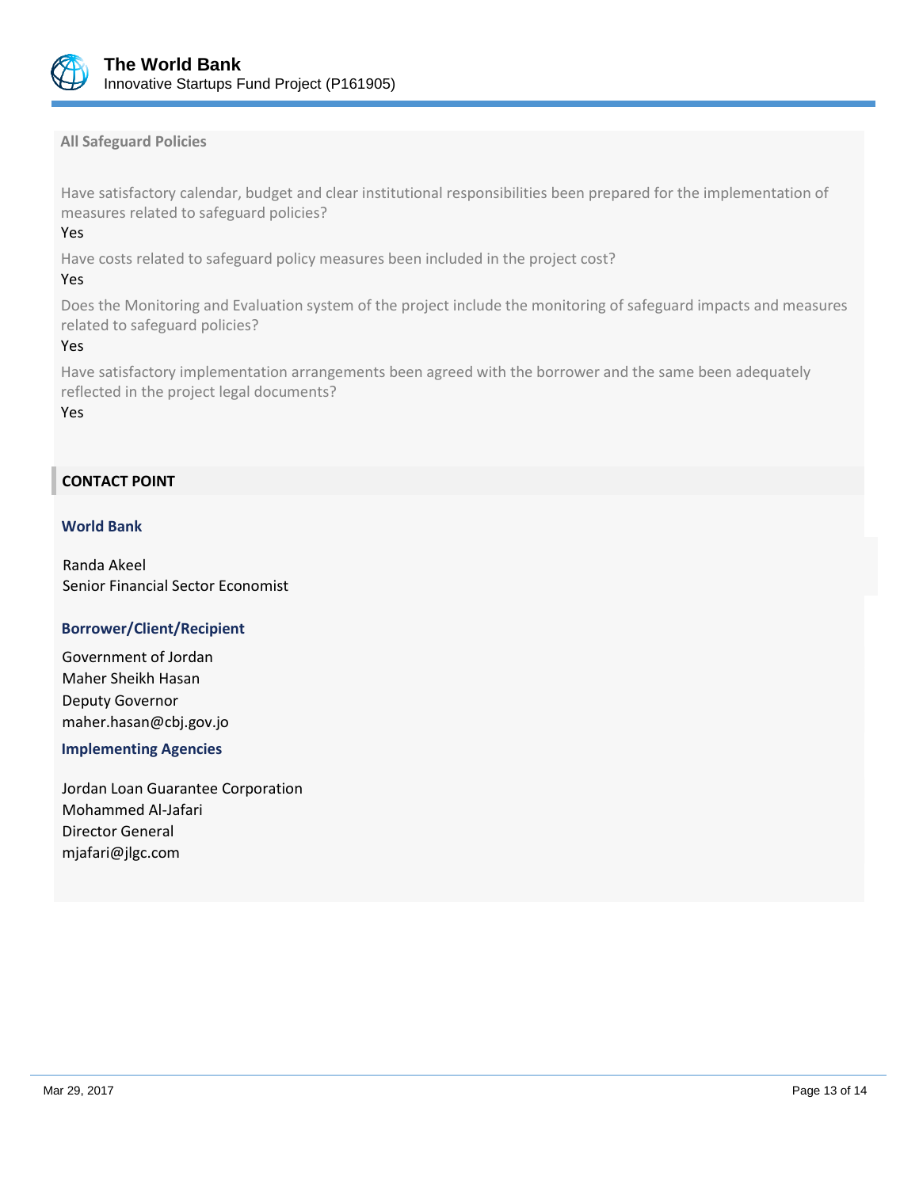**All Safeguard Policies**

Have satisfactory calendar, budget and clear institutional responsibilities been prepared for the implementation of measures related to safeguard policies?

Yes

Have costs related to safeguard policy measures been included in the project cost?

Yes

Does the Monitoring and Evaluation system of the project include the monitoring of safeguard impacts and measures related to safeguard policies?

Yes

Have satisfactory implementation arrangements been agreed with the borrower and the same been adequately reflected in the project legal documents?

Yes

## CONTACT POINT

### World Bank

Randa Akeel
Senior Financial Sector Economist

### Borrower/Client/Recipient

Government of Jordan
Maher Sheikh Hasan
Deputy Governor
maher.hasan@cbj.gov.jo

### Implementing Agencies

Jordan Loan Guarantee Corporation
Mohammed Al-Jafari
Director General
mjafari@jlgc.com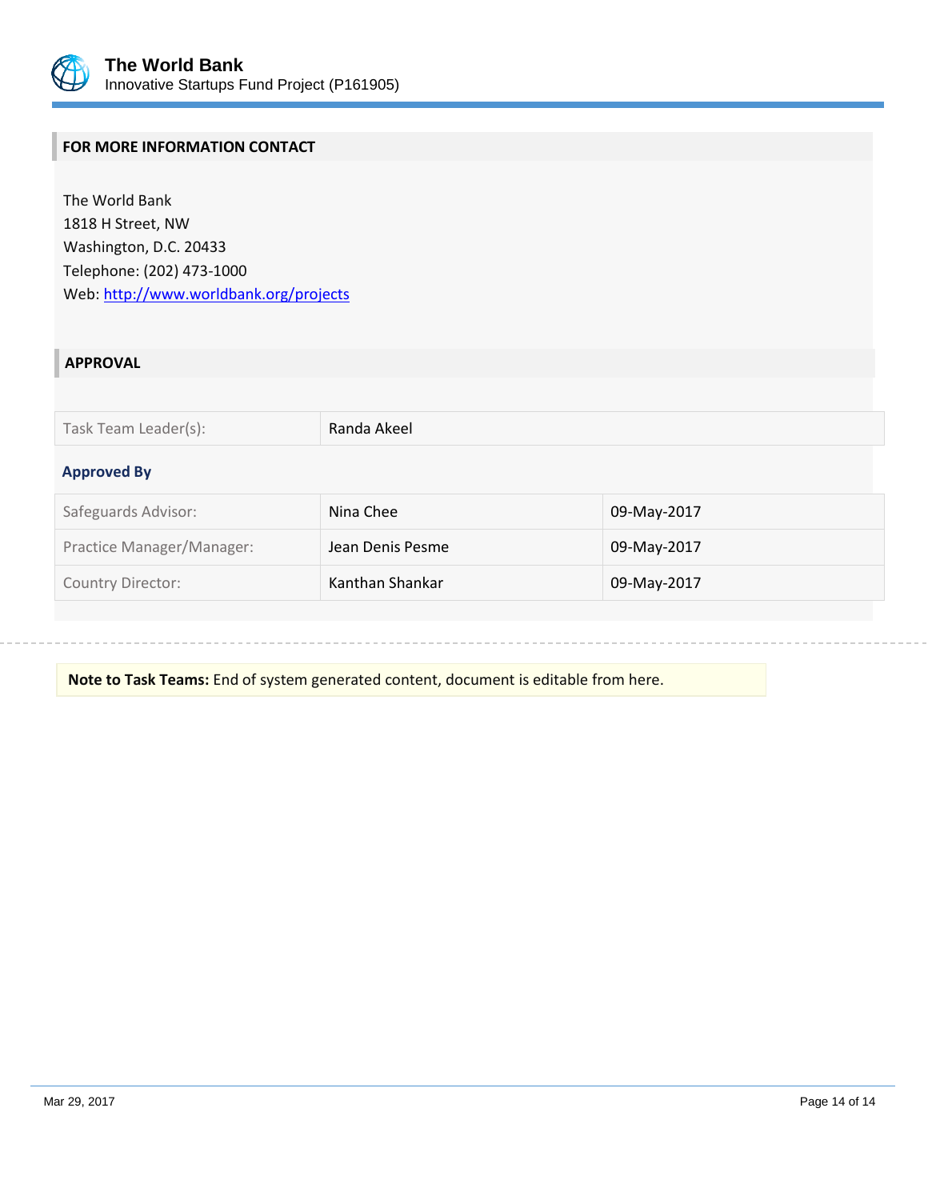## FOR MORE INFORMATION CONTACT

The World Bank
1818 H Street, NW
Washington, D.C. 20433
Telephone: (202) 473-1000
Web: http://www.worldbank.org/projects

## APPROVAL

| | |
|---|---|
| Task Team Leader(s): | Randa Akeel |

### Approved By

| | | |
|---|---|---|
| Safeguards Advisor: | Nina Chee | 09-May-2017 |
| Practice Manager/Manager: | Jean Denis Pesme | 09-May-2017 |
| Country Director: | Kanthan Shankar | 09-May-2017 |

**Note to Task Teams:** End of system generated content, document is editable from here.